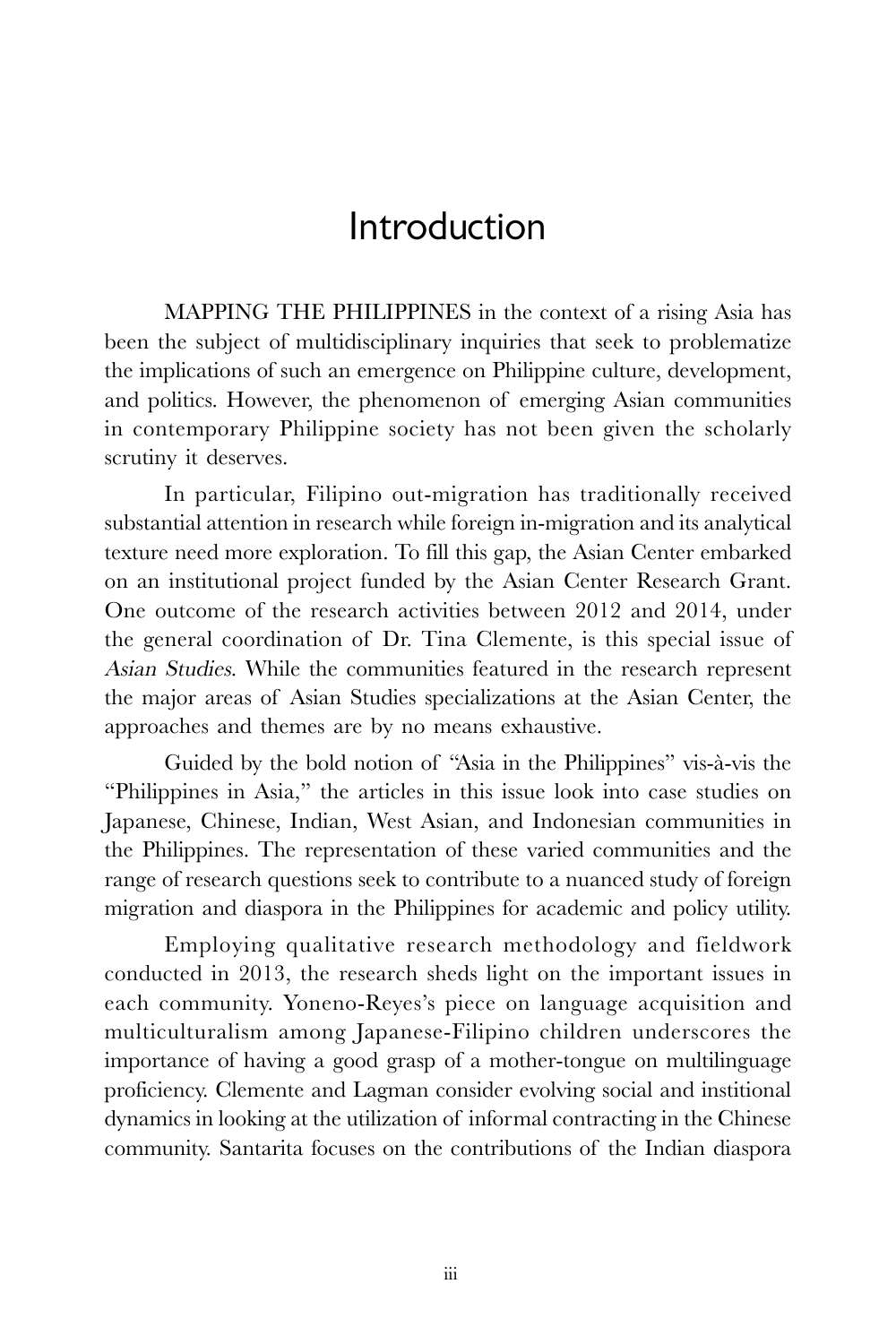# Introduction

MAPPING THE PHILIPPINES in the context of a rising Asia has been the subject of multidisciplinary inquiries that seek to problematize the implications of such an emergence on Philippine culture, development, and politics. However, the phenomenon of emerging Asian communities in contemporary Philippine society has not been given the scholarly scrutiny it deserves.

In particular, Filipino out-migration has traditionally received substantial attention in research while foreign in-migration and its analytical texture need more exploration. To fill this gap, the Asian Center embarked on an institutional project funded by the Asian Center Research Grant. One outcome of the research activities between 2012 and 2014, under the general coordination of Dr. Tina Clemente, is this special issue of *Asian Studies*. While the communities featured in the research represent the major areas of Asian Studies specializations at the Asian Center, the approaches and themes are by no means exhaustive.

Guided by the bold notion of "Asia in the Philippines" vis-à-vis the "Philippines in Asia," the articles in this issue look into case studies on Japanese, Chinese, Indian, West Asian, and Indonesian communities in the Philippines. The representation of these varied communities and the range of research questions seek to contribute to a nuanced study of foreign migration and diaspora in the Philippines for academic and policy utility.

Employing qualitative research methodology and fieldwork conducted in 2013, the research sheds light on the important issues in each community. Yoneno-Reyes's piece on language acquisition and multiculturalism among Japanese-Filipino children underscores the importance of having a good grasp of a mother-tongue on multilinguage proficiency. Clemente and Lagman consider evolving social and institional dynamics in looking at the utilization of informal contracting in the Chinese community. Santarita focuses on the contributions of the Indian diaspora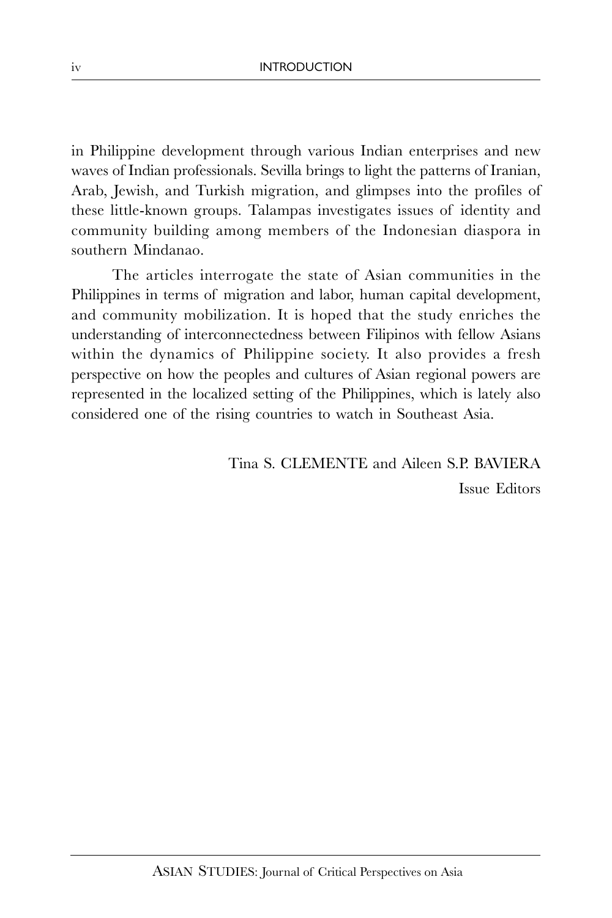in Philippine development through various Indian enterprises and new waves of Indian professionals. Sevilla brings to light the patterns of Iranian, Arab, Jewish, and Turkish migration, and glimpses into the profiles of these little-known groups. Talampas investigates issues of identity and community building among members of the Indonesian diaspora in southern Mindanao.

The articles interrogate the state of Asian communities in the Philippines in terms of migration and labor, human capital development, and community mobilization. It is hoped that the study enriches the understanding of interconnectedness between Filipinos with fellow Asians within the dynamics of Philippine society. It also provides a fresh perspective on how the peoples and cultures of Asian regional powers are represented in the localized setting of the Philippines, which is lately also considered one of the rising countries to watch in Southeast Asia.

Tina S. CLEMENTE and Aileen S.P. BAVIERA
Issue Editors